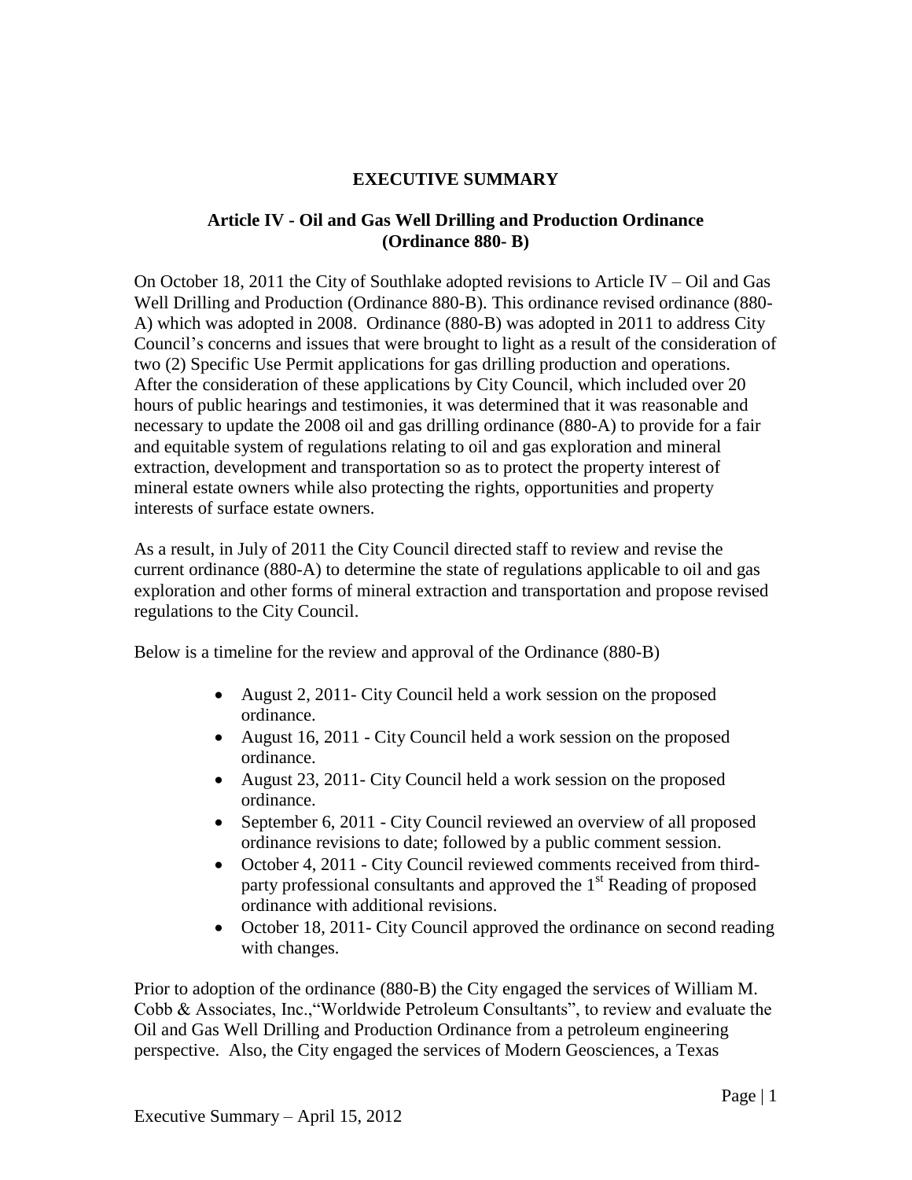# EXECUTIVE SUMMARY

## Article IV - Oil and Gas Well Drilling and Production Ordinance (Ordinance 880- B)

On October 18, 2011 the City of Southlake adopted revisions to Article IV – Oil and Gas Well Drilling and Production (Ordinance 880-B). This ordinance revised ordinance (880-A) which was adopted in 2008. Ordinance (880-B) was adopted in 2011 to address City Council's concerns and issues that were brought to light as a result of the consideration of two (2) Specific Use Permit applications for gas drilling production and operations. After the consideration of these applications by City Council, which included over 20 hours of public hearings and testimonies, it was determined that it was reasonable and necessary to update the 2008 oil and gas drilling ordinance (880-A) to provide for a fair and equitable system of regulations relating to oil and gas exploration and mineral extraction, development and transportation so as to protect the property interest of mineral estate owners while also protecting the rights, opportunities and property interests of surface estate owners.

As a result, in July of 2011 the City Council directed staff to review and revise the current ordinance (880-A) to determine the state of regulations applicable to oil and gas exploration and other forms of mineral extraction and transportation and propose revised regulations to the City Council.

Below is a timeline for the review and approval of the Ordinance (880-B)

- August 2, 2011- City Council held a work session on the proposed ordinance.
- August 16, 2011 - City Council held a work session on the proposed ordinance.
- August 23, 2011- City Council held a work session on the proposed ordinance.
- September 6, 2011 - City Council reviewed an overview of all proposed ordinance revisions to date; followed by a public comment session.
- October 4, 2011 - City Council reviewed comments received from third-party professional consultants and approved the 1st Reading of proposed ordinance with additional revisions.
- October 18, 2011- City Council approved the ordinance on second reading with changes.

Prior to adoption of the ordinance (880-B) the City engaged the services of William M. Cobb & Associates, Inc.,"Worldwide Petroleum Consultants", to review and evaluate the Oil and Gas Well Drilling and Production Ordinance from a petroleum engineering perspective. Also, the City engaged the services of Modern Geosciences, a Texas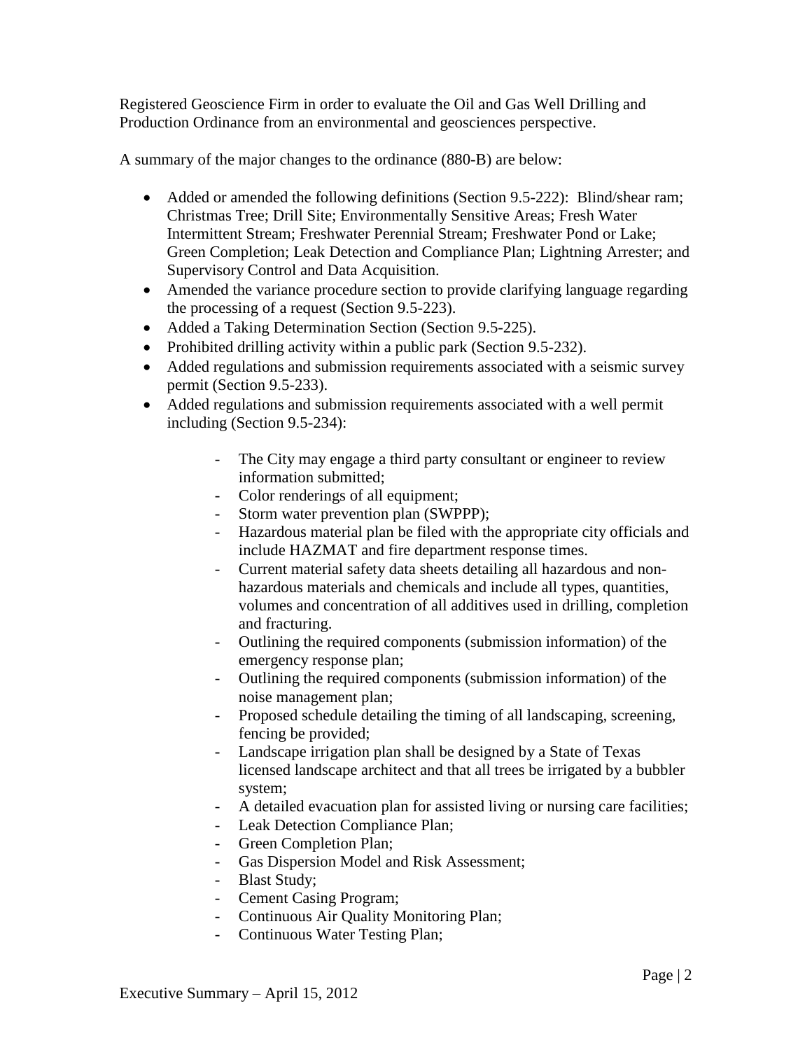Registered Geoscience Firm in order to evaluate the Oil and Gas Well Drilling and Production Ordinance from an environmental and geosciences perspective.

A summary of the major changes to the ordinance (880-B) are below:

- Added or amended the following definitions (Section 9.5-222): Blind/shear ram; Christmas Tree; Drill Site; Environmentally Sensitive Areas; Fresh Water Intermittent Stream; Freshwater Perennial Stream; Freshwater Pond or Lake; Green Completion; Leak Detection and Compliance Plan; Lightning Arrester; and Supervisory Control and Data Acquisition.
- Amended the variance procedure section to provide clarifying language regarding the processing of a request (Section 9.5-223).
- Added a Taking Determination Section (Section 9.5-225).
- Prohibited drilling activity within a public park (Section 9.5-232).
- Added regulations and submission requirements associated with a seismic survey permit (Section 9.5-233).
- Added regulations and submission requirements associated with a well permit including (Section 9.5-234):
    - The City may engage a third party consultant or engineer to review information submitted;
    - Color renderings of all equipment;
    - Storm water prevention plan (SWPPP);
    - Hazardous material plan be filed with the appropriate city officials and include HAZMAT and fire department response times.
    - Current material safety data sheets detailing all hazardous and non-hazardous materials and chemicals and include all types, quantities, volumes and concentration of all additives used in drilling, completion and fracturing.
    - Outlining the required components (submission information) of the emergency response plan;
    - Outlining the required components (submission information) of the noise management plan;
    - Proposed schedule detailing the timing of all landscaping, screening, fencing be provided;
    - Landscape irrigation plan shall be designed by a State of Texas licensed landscape architect and that all trees be irrigated by a bubbler system;
    - A detailed evacuation plan for assisted living or nursing care facilities;
    - Leak Detection Compliance Plan;
    - Green Completion Plan;
    - Gas Dispersion Model and Risk Assessment;
    - Blast Study;
    - Cement Casing Program;
    - Continuous Air Quality Monitoring Plan;
    - Continuous Water Testing Plan;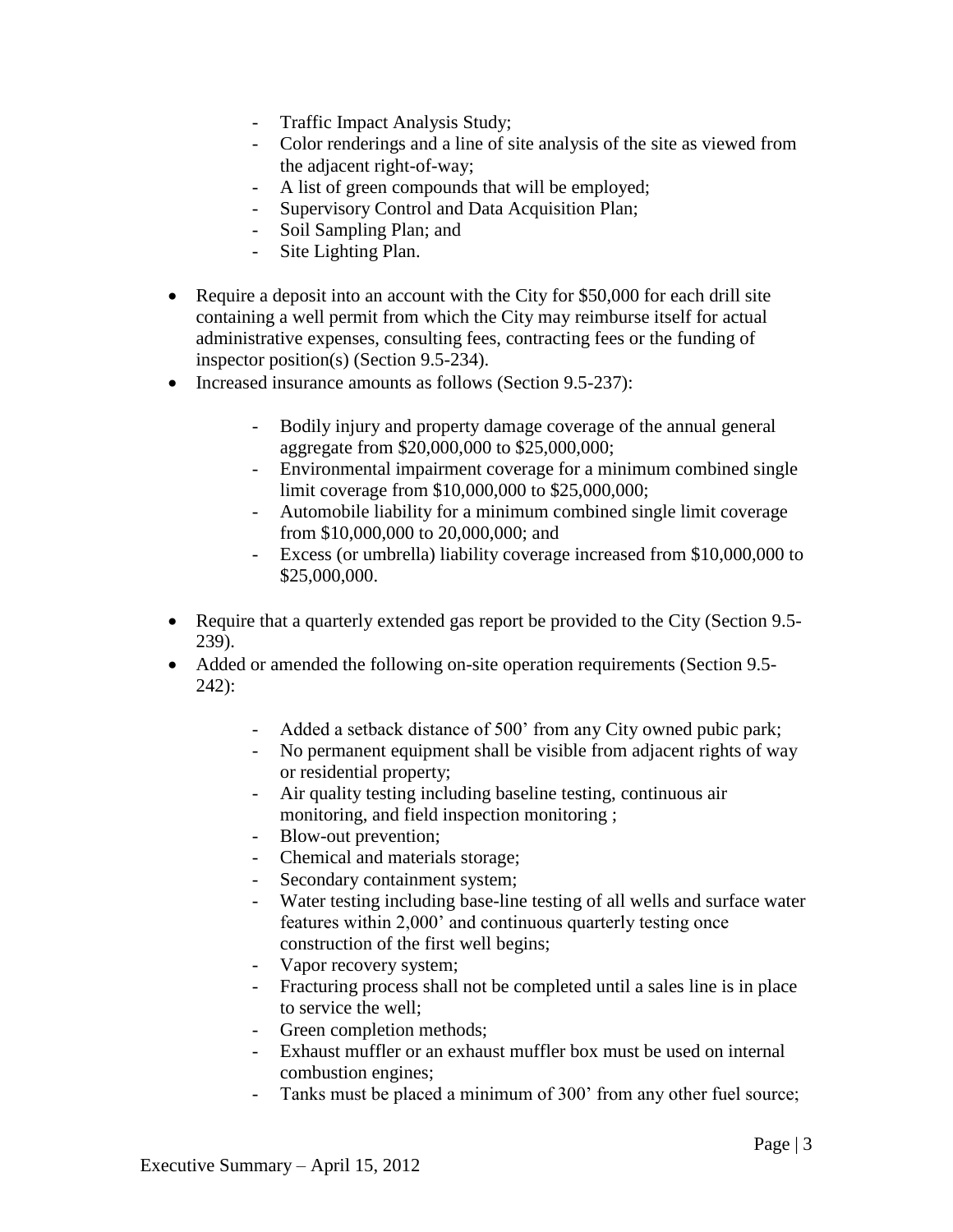- Traffic Impact Analysis Study;
  - Color renderings and a line of site analysis of the site as viewed from the adjacent right-of-way;
  - A list of green compounds that will be employed;
  - Supervisory Control and Data Acquisition Plan;
  - Soil Sampling Plan; and
  - Site Lighting Plan.

- Require a deposit into an account with the City for $50,000 for each drill site containing a well permit from which the City may reimburse itself for actual administrative expenses, consulting fees, contracting fees or the funding of inspector position(s) (Section 9.5-234).
- Increased insurance amounts as follows (Section 9.5-237):
  - Bodily injury and property damage coverage of the annual general aggregate from $20,000,000 to $25,000,000;
  - Environmental impairment coverage for a minimum combined single limit coverage from $10,000,000 to $25,000,000;
  - Automobile liability for a minimum combined single limit coverage from $10,000,000 to 20,000,000; and
  - Excess (or umbrella) liability coverage increased from $10,000,000 to $25,000,000.
- Require that a quarterly extended gas report be provided to the City (Section 9.5-239).
- Added or amended the following on-site operation requirements (Section 9.5-242):
  - Added a setback distance of 500' from any City owned pubic park;
  - No permanent equipment shall be visible from adjacent rights of way or residential property;
  - Air quality testing including baseline testing, continuous air monitoring, and field inspection monitoring ;
  - Blow-out prevention;
  - Chemical and materials storage;
  - Secondary containment system;
  - Water testing including base-line testing of all wells and surface water features within 2,000' and continuous quarterly testing once construction of the first well begins;
  - Vapor recovery system;
  - Fracturing process shall not be completed until a sales line is in place to service the well;
  - Green completion methods;
  - Exhaust muffler or an exhaust muffler box must be used on internal combustion engines;
  - Tanks must be placed a minimum of 300' from any other fuel source;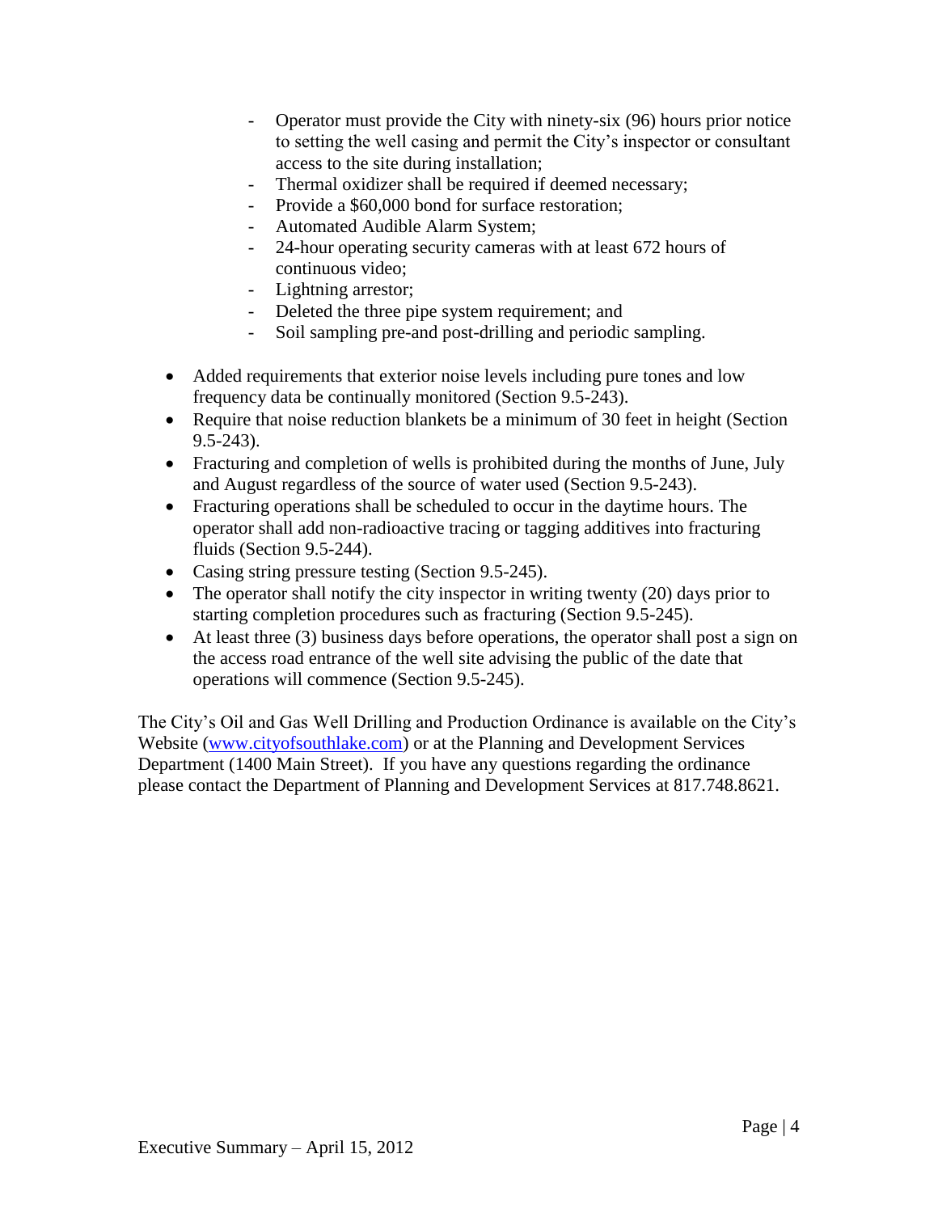- Operator must provide the City with ninety-six (96) hours prior notice to setting the well casing and permit the City's inspector or consultant access to the site during installation;
  - Thermal oxidizer shall be required if deemed necessary;
  - Provide a $60,000 bond for surface restoration;
  - Automated Audible Alarm System;
  - 24-hour operating security cameras with at least 672 hours of continuous video;
  - Lightning arrestor;
  - Deleted the three pipe system requirement; and
  - Soil sampling pre-and post-drilling and periodic sampling.

- Added requirements that exterior noise levels including pure tones and low frequency data be continually monitored (Section 9.5-243).
- Require that noise reduction blankets be a minimum of 30 feet in height (Section 9.5-243).
- Fracturing and completion of wells is prohibited during the months of June, July and August regardless of the source of water used (Section 9.5-243).
- Fracturing operations shall be scheduled to occur in the daytime hours. The operator shall add non-radioactive tracing or tagging additives into fracturing fluids (Section 9.5-244).
- Casing string pressure testing (Section 9.5-245).
- The operator shall notify the city inspector in writing twenty (20) days prior to starting completion procedures such as fracturing (Section 9.5-245).
- At least three (3) business days before operations, the operator shall post a sign on the access road entrance of the well site advising the public of the date that operations will commence (Section 9.5-245).

The City's Oil and Gas Well Drilling and Production Ordinance is available on the City's Website (www.cityofsouthlake.com) or at the Planning and Development Services Department (1400 Main Street). If you have any questions regarding the ordinance please contact the Department of Planning and Development Services at 817.748.8621.